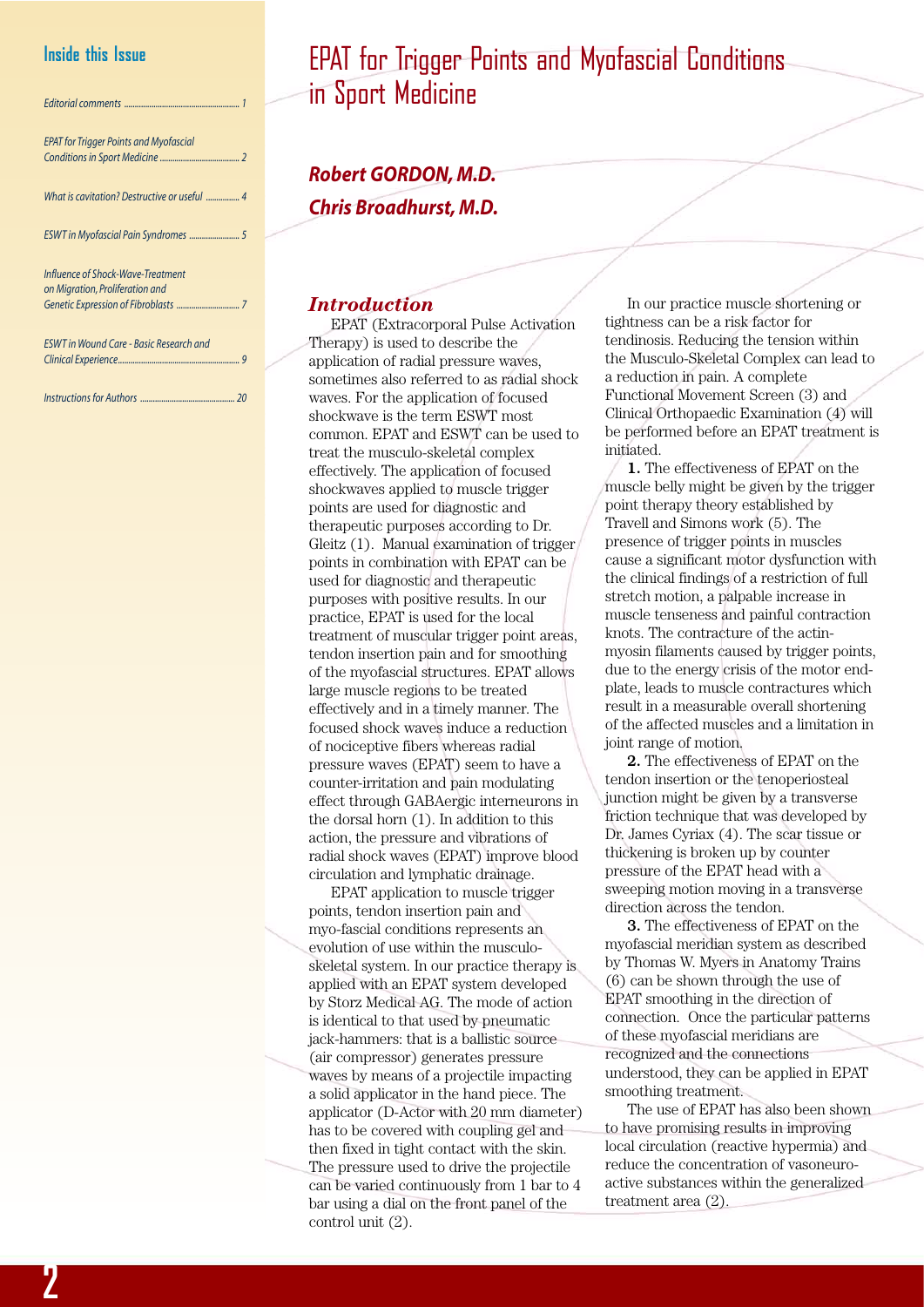## Inside this Issue

| | |
|---|---|
| *Editorial comments* | *1* |
| *EPAT for Trigger Points and Myofascial Conditions in Sport Medicine* | *2* |
| *What is cavitation? Destructive or useful* | *4* |
| *ESWT in Myofascial Pain Syndromes* | *5* |
| *Influence of Shock-Wave-Treatment on Migration, Proliferation and Genetic Expression of Fibroblasts* | *7* |
| *ESWT in Wound Care - Basic Research and Clinical Experience* | *9* |
| *Instructions for Authors* | *20* |

# EPAT for Trigger Points and Myofascial Conditions in Sport Medicine

***Robert GORDON, M.D.***
***Chris Broadhurst, M.D.***

### *Introduction*

EPAT (Extracorporal Pulse Activation Therapy) is used to describe the application of radial pressure waves, sometimes also referred to as radial shock waves. For the application of focused shockwave is the term ESWT most common. EPAT and ESWT can be used to treat the musculo-skeletal complex effectively. The application of focused shockwaves applied to muscle trigger points are used for diagnostic and therapeutic purposes according to Dr. Gleitz (1). Manual examination of trigger points in combination with EPAT can be used for diagnostic and therapeutic purposes with positive results. In our practice, EPAT is used for the local treatment of muscular trigger point areas, tendon insertion pain and for smoothing of the myofascial structures. EPAT allows large muscle regions to be treated effectively and in a timely manner. The focused shock waves induce a reduction of nociceptive fibers whereas radial pressure waves (EPAT) seem to have a counter-irritation and pain modulating effect through GABAergic interneurons in the dorsal horn (1). In addition to this action, the pressure and vibrations of radial shock waves (EPAT) improve blood circulation and lymphatic drainage.

EPAT application to muscle trigger points, tendon insertion pain and myo-fascial conditions represents an evolution of use within the musculo-skeletal system. In our practice therapy is applied with an EPAT system developed by Storz Medical AG. The mode of action is identical to that used by pneumatic jack-hammers: that is a ballistic source (air compressor) generates pressure waves by means of a projectile impacting a solid applicator in the hand piece. The applicator (D-Actor with 20 mm diameter) has to be covered with coupling gel and then fixed in tight contact with the skin. The pressure used to drive the projectile can be varied continuously from 1 bar to 4 bar using a dial on the front panel of the control unit (2).

In our practice muscle shortening or tightness can be a risk factor for tendinosis. Reducing the tension within the Musculo-Skeletal Complex can lead to a reduction in pain. A complete Functional Movement Screen (3) and Clinical Orthopaedic Examination (4) will be performed before an EPAT treatment is initiated.

**1.** The effectiveness of EPAT on the muscle belly might be given by the trigger point therapy theory established by Travell and Simons work (5). The presence of trigger points in muscles cause a significant motor dysfunction with the clinical findings of a restriction of full stretch motion, a palpable increase in muscle tenseness and painful contraction knots. The contracture of the actin-myosin filaments caused by trigger points, due to the energy crisis of the motor end-plate, leads to muscle contractures which result in a measurable overall shortening of the affected muscles and a limitation in joint range of motion.

**2.** The effectiveness of EPAT on the tendon insertion or the tenoperiosteal junction might be given by a transverse friction technique that was developed by Dr. James Cyriax (4). The scar tissue or thickening is broken up by counter pressure of the EPAT head with a sweeping motion moving in a transverse direction across the tendon.

**3.** The effectiveness of EPAT on the myofascial meridian system as described by Thomas W. Myers in Anatomy Trains (6) can be shown through the use of EPAT smoothing in the direction of connection. Once the particular patterns of these myofascial meridians are recognized and the connections understood, they can be applied in EPAT smoothing treatment.

The use of EPAT has also been shown to have promising results in improving local circulation (reactive hypermia) and reduce the concentration of vasoneuro-active substances within the generalized treatment area (2).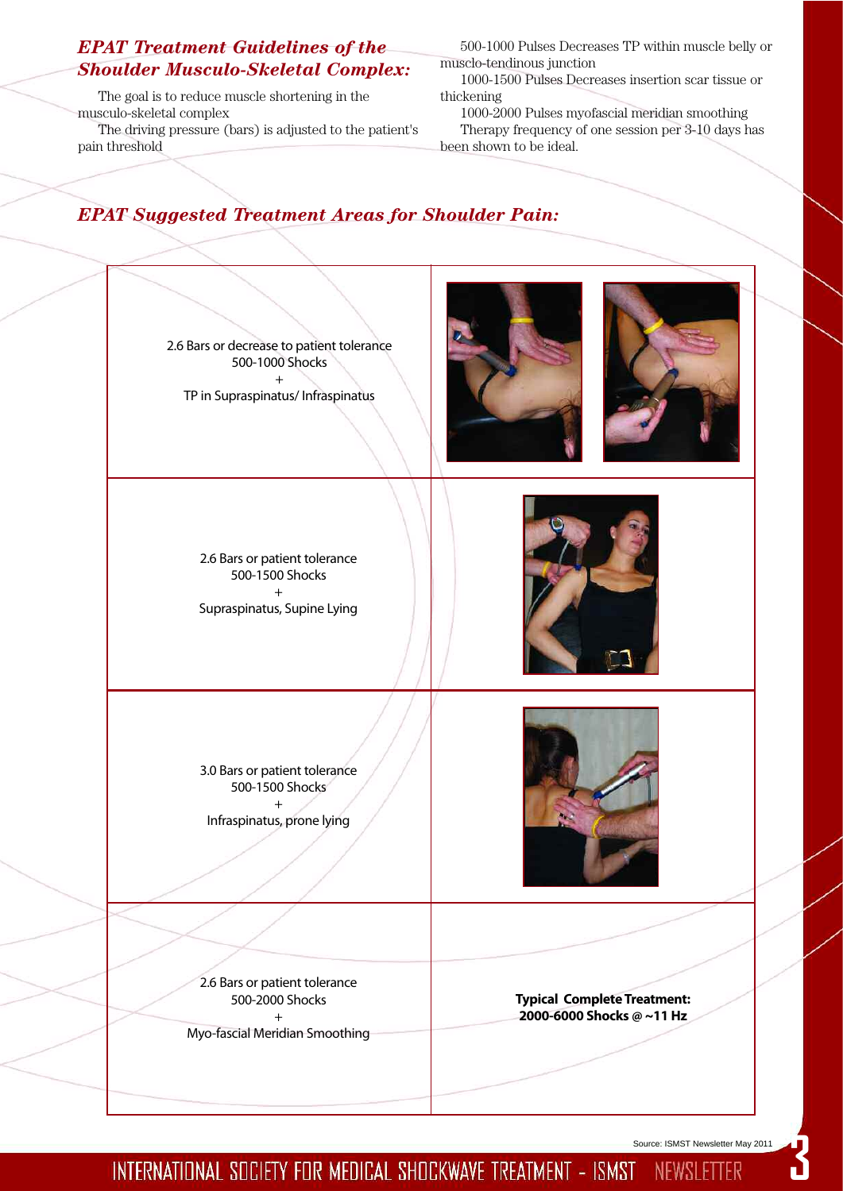## *EPAT Treatment Guidelines of the Shoulder Musculo-Skeletal Complex:*

The goal is to reduce muscle shortening in the musculo-skeletal complex

The driving pressure (bars) is adjusted to the patient's pain threshold

500-1000 Pulses Decreases TP within muscle belly or musclo-tendinous junction

1000-1500 Pulses Decreases insertion scar tissue or thickening

1000-2000 Pulses myofascial meridian smoothing

Therapy frequency of one session per 3-10 days has been shown to be ideal.

## *EPAT Suggested Treatment Areas for Shoulder Pain:*

| | |
|---|---|
| 2.6 Bars or decrease to patient tolerance<br>500-1000 Shocks<br>+<br>TP in Supraspinatus/ Infraspinatus | |
| 2.6 Bars or patient tolerance<br>500-1500 Shocks<br>+<br>Supraspinatus, Supine Lying | |
| 3.0 Bars or patient tolerance<br>500-1500 Shocks<br>+<br>Infraspinatus, prone lying | |
| 2.6 Bars or patient tolerance<br>500-2000 Shocks<br>+<br>Myo-fascial Meridian Smoothing | **Typical Complete Treatment:**<br>**2000-6000 Shocks @ ~11 Hz** |

Source: ISMST Newsletter May 2011